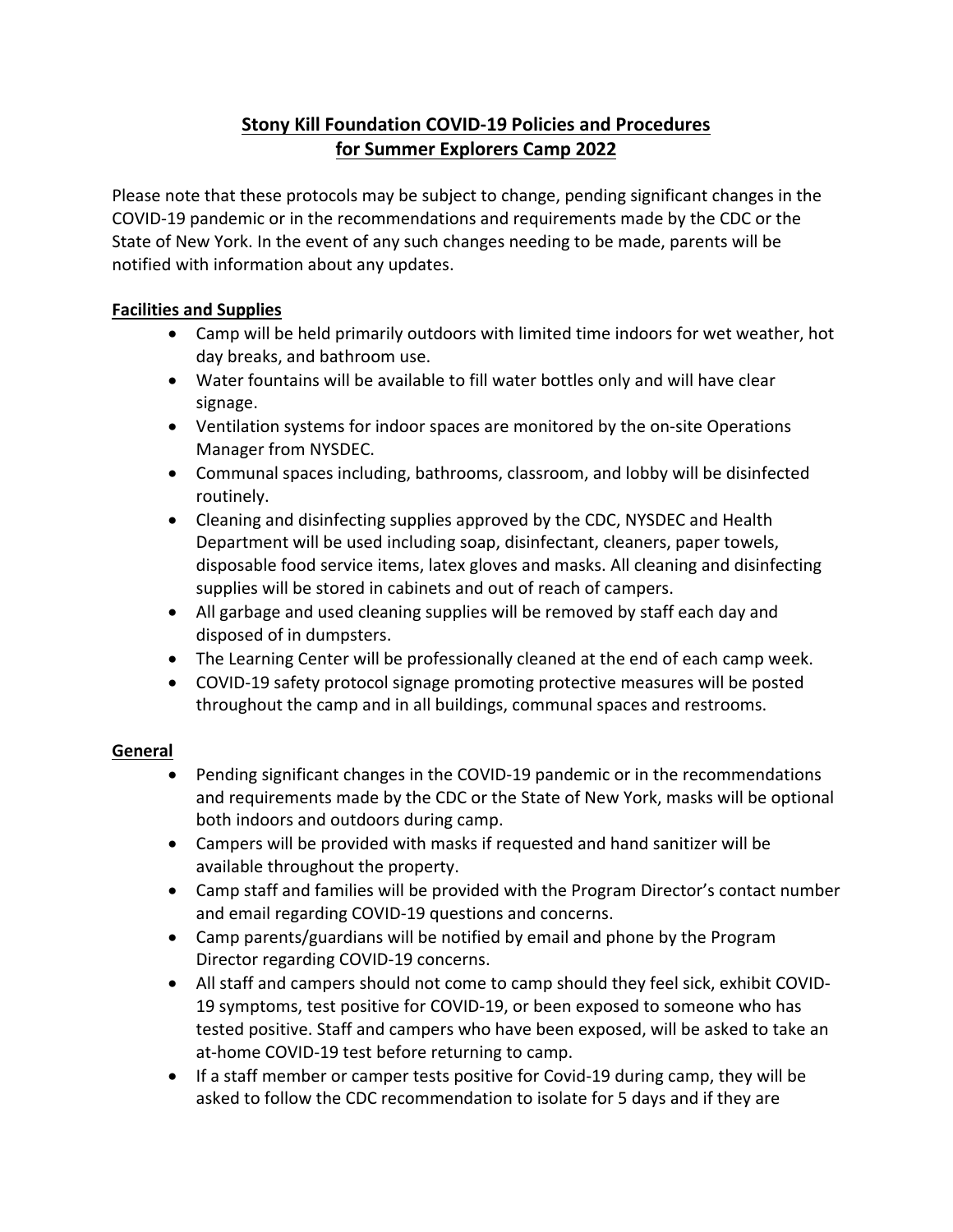# Stony Kill Foundation COVID-19 Policies and Procedures for Summer Explorers Camp 2022

Please note that these protocols may be subject to change, pending significant changes in the COVID-19 pandemic or in the recommendations and requirements made by the CDC or the State of New York. In the event of any such changes needing to be made, parents will be notified with information about any updates.

## Facilities and Supplies

- Camp will be held primarily outdoors with limited time indoors for wet weather, hot day breaks, and bathroom use.
- Water fountains will be available to fill water bottles only and will have clear signage.
- Ventilation systems for indoor spaces are monitored by the on-site Operations Manager from NYSDEC.
- Communal spaces including, bathrooms, classroom, and lobby will be disinfected routinely.
- Cleaning and disinfecting supplies approved by the CDC, NYSDEC and Health Department will be used including soap, disinfectant, cleaners, paper towels, disposable food service items, latex gloves and masks. All cleaning and disinfecting supplies will be stored in cabinets and out of reach of campers.
- All garbage and used cleaning supplies will be removed by staff each day and disposed of in dumpsters.
- The Learning Center will be professionally cleaned at the end of each camp week.
- COVID-19 safety protocol signage promoting protective measures will be posted throughout the camp and in all buildings, communal spaces and restrooms.

## General

- Pending significant changes in the COVID-19 pandemic or in the recommendations and requirements made by the CDC or the State of New York, masks will be optional both indoors and outdoors during camp.
- Campers will be provided with masks if requested and hand sanitizer will be available throughout the property.
- Camp staff and families will be provided with the Program Director's contact number and email regarding COVID-19 questions and concerns.
- Camp parents/guardians will be notified by email and phone by the Program Director regarding COVID-19 concerns.
- All staff and campers should not come to camp should they feel sick, exhibit COVID-19 symptoms, test positive for COVID-19, or been exposed to someone who has tested positive. Staff and campers who have been exposed, will be asked to take an at-home COVID-19 test before returning to camp.
- If a staff member or camper tests positive for Covid-19 during camp, they will be asked to follow the CDC recommendation to isolate for 5 days and if they are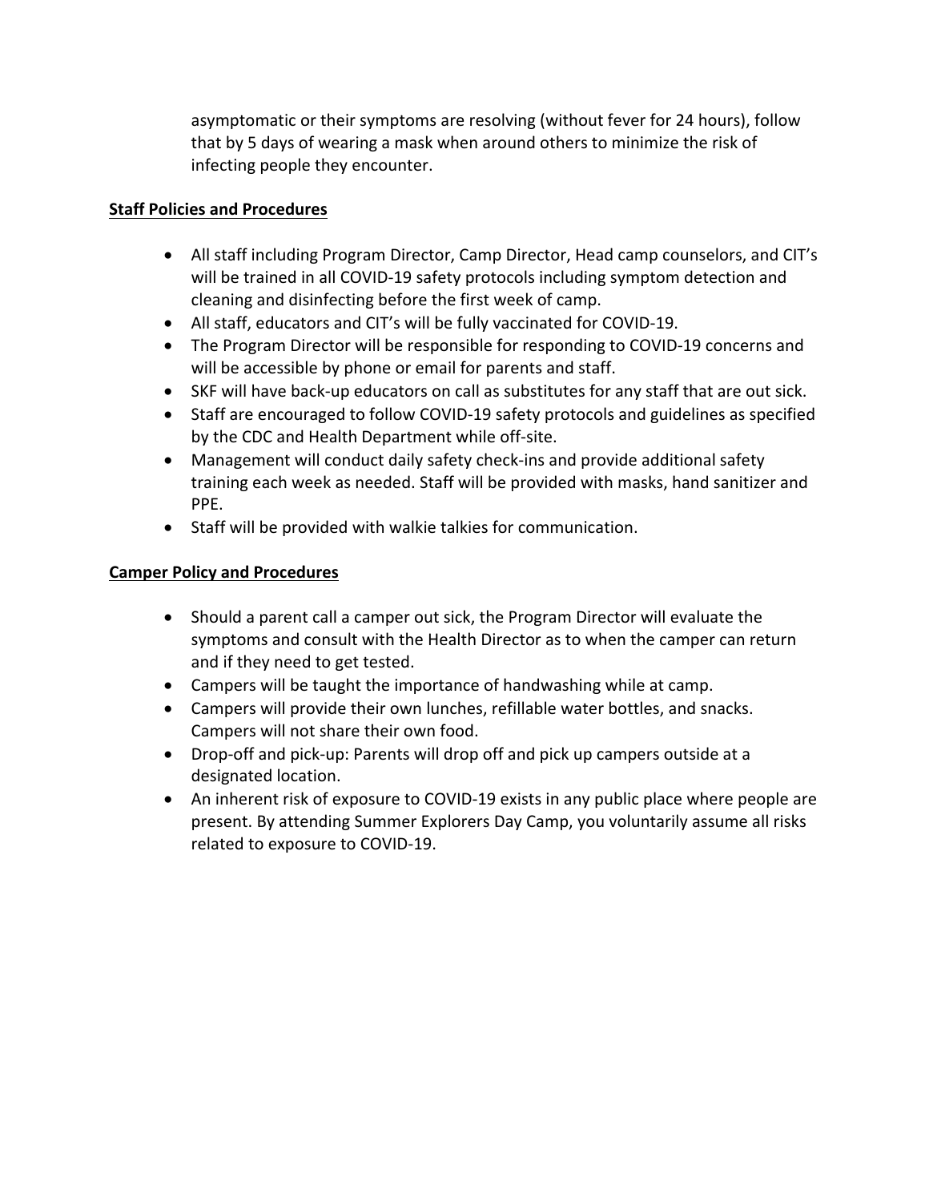asymptomatic or their symptoms are resolving (without fever for 24 hours), follow that by 5 days of wearing a mask when around others to minimize the risk of infecting people they encounter.

**Staff Policies and Procedures**

- All staff including Program Director, Camp Director, Head camp counselors, and CIT's will be trained in all COVID-19 safety protocols including symptom detection and cleaning and disinfecting before the first week of camp.
- All staff, educators and CIT's will be fully vaccinated for COVID-19.
- The Program Director will be responsible for responding to COVID-19 concerns and will be accessible by phone or email for parents and staff.
- SKF will have back-up educators on call as substitutes for any staff that are out sick.
- Staff are encouraged to follow COVID-19 safety protocols and guidelines as specified by the CDC and Health Department while off-site.
- Management will conduct daily safety check-ins and provide additional safety training each week as needed. Staff will be provided with masks, hand sanitizer and PPE.
- Staff will be provided with walkie talkies for communication.

**Camper Policy and Procedures**

- Should a parent call a camper out sick, the Program Director will evaluate the symptoms and consult with the Health Director as to when the camper can return and if they need to get tested.
- Campers will be taught the importance of handwashing while at camp.
- Campers will provide their own lunches, refillable water bottles, and snacks. Campers will not share their own food.
- Drop-off and pick-up: Parents will drop off and pick up campers outside at a designated location.
- An inherent risk of exposure to COVID-19 exists in any public place where people are present. By attending Summer Explorers Day Camp, you voluntarily assume all risks related to exposure to COVID-19.